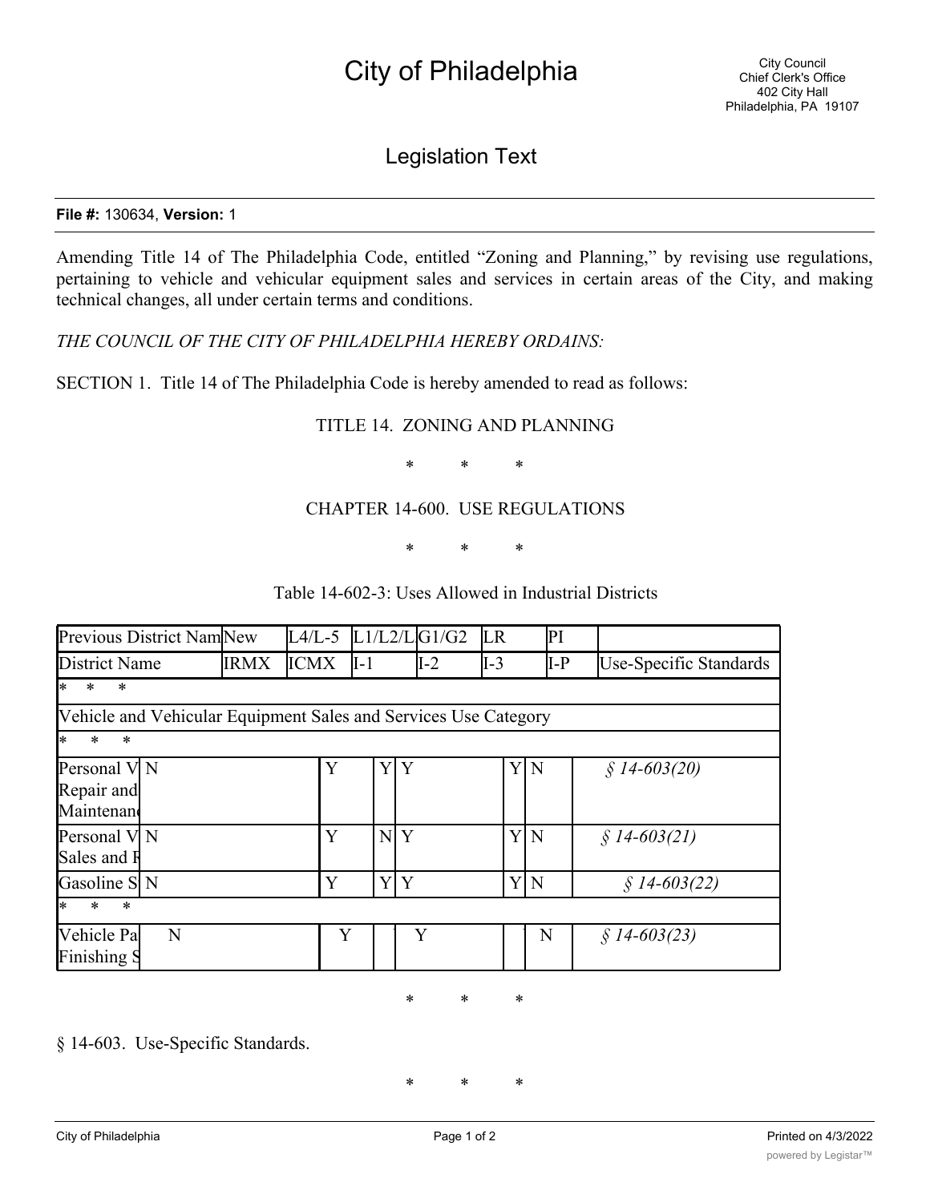**File #:** 130634, **Version:** 1

Amending Title 14 of The Philadelphia Code, entitled "Zoning and Planning," by revising use regulations, pertaining to vehicle and vehicular equipment sales and services in certain areas of the City, and making technical changes, all under certain terms and conditions.

*THE COUNCIL OF THE CITY OF PHILADELPHIA HEREBY ORDAINS:*

SECTION 1. Title 14 of The Philadelphia Code is hereby amended to read as follows:

TITLE 14. ZONING AND PLANNING

\* \* \*

CHAPTER 14-600. USE REGULATIONS

\* \* \*

Table 14-602-3: Uses Allowed in Industrial Districts

| Previous District Nam | New | L4/L-5 | L1/L2/L | G1/G2 | LR | PI | |
|---|---|---|---|---|---|---|---|
| District Name | IRMX | ICMX | I-1 | I-2 | I-3 | I-P | Use-Specific Standards |
| \* \* \* | | | | | | | |
| Vehicle and Vehicular Equipment Sales and Services Use Category | | | | | | | |
| \* \* \* | | | | | | | |
| Personal V Repair and Maintenan | N | Y | Y | Y | Y | N | *§ 14-603(20)* |
| Personal V Sales and R | N | Y | N | Y | Y | N | *§ 14-603(21)* |
| Gasoline S | N | Y | Y | Y | Y | N | *§ 14-603(22)* |
| \* \* \* | | | | | | | |
| Vehicle Pa Finishing S | N | Y | | Y | | N | *§ 14-603(23)* |

\* \* \*

§ 14-603. Use-Specific Standards.

\* \* \*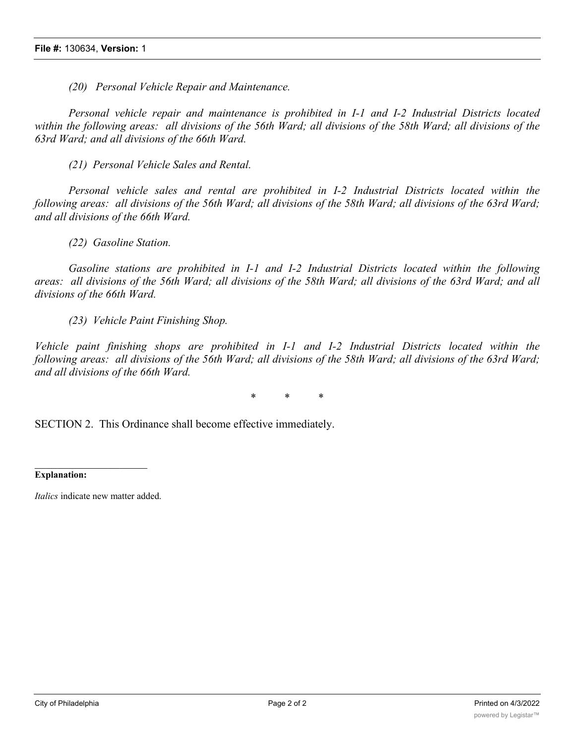*(20) Personal Vehicle Repair and Maintenance.*

*Personal vehicle repair and maintenance is prohibited in I-1 and I-2 Industrial Districts located within the following areas: all divisions of the 56th Ward; all divisions of the 58th Ward; all divisions of the 63rd Ward; and all divisions of the 66th Ward.*

*(21) Personal Vehicle Sales and Rental.*

*Personal vehicle sales and rental are prohibited in I-2 Industrial Districts located within the following areas: all divisions of the 56th Ward; all divisions of the 58th Ward; all divisions of the 63rd Ward; and all divisions of the 66th Ward.*

*(22) Gasoline Station.*

*Gasoline stations are prohibited in I-1 and I-2 Industrial Districts located within the following areas: all divisions of the 56th Ward; all divisions of the 58th Ward; all divisions of the 63rd Ward; and all divisions of the 66th Ward.*

*(23) Vehicle Paint Finishing Shop.*

*Vehicle paint finishing shops are prohibited in I-1 and I-2 Industrial Districts located within the following areas: all divisions of the 56th Ward; all divisions of the 58th Ward; all divisions of the 63rd Ward; and all divisions of the 66th Ward.*

\* \* \*

SECTION 2. This Ordinance shall become effective immediately.

---

**Explanation:**

*Italics* indicate new matter added.